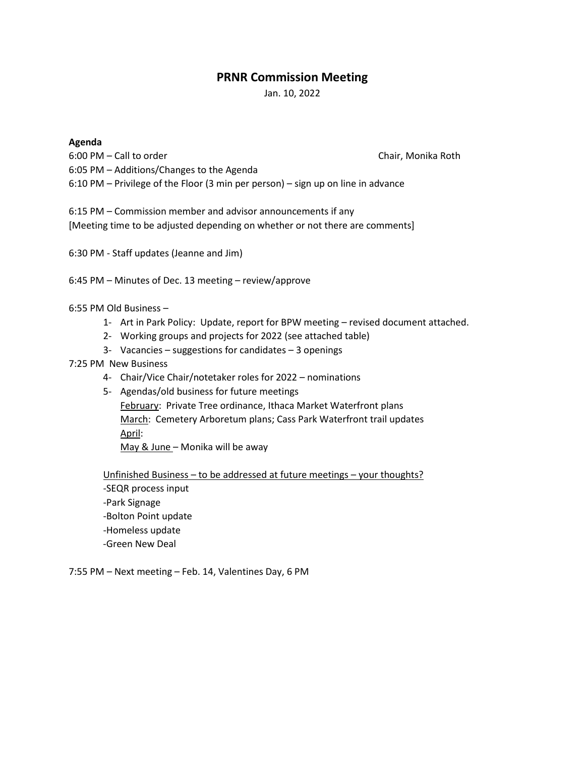# PRNR Commission Meeting

Jan. 10, 2022

**Agenda**

6:00 PM – Call to order                                                                                    Chair, Monika Roth

6:05 PM – Additions/Changes to the Agenda

6:10 PM – Privilege of the Floor (3 min per person) – sign up on line in advance

6:15 PM – Commission member and advisor announcements if any

[Meeting time to be adjusted depending on whether or not there are comments]

6:30 PM - Staff updates (Jeanne and Jim)

6:45 PM – Minutes of Dec. 13 meeting – review/approve

6:55 PM Old Business –

1- Art in Park Policy: Update, report for BPW meeting – revised document attached.
2- Working groups and projects for 2022 (see attached table)
3- Vacancies – suggestions for candidates – 3 openings

7:25 PM New Business

4- Chair/Vice Chair/notetaker roles for 2022 – nominations
5- Agendas/old business for future meetings

   <u>February</u>: Private Tree ordinance, Ithaca Market Waterfront plans

   <u>March</u>: Cemetery Arboretum plans; Cass Park Waterfront trail updates

   <u>April</u>:

   <u>May & June</u> – Monika will be away

<u>Unfinished Business – to be addressed at future meetings – your thoughts?</u>

-SEQR process input

-Park Signage

-Bolton Point update

-Homeless update

-Green New Deal

7:55 PM – Next meeting – Feb. 14, Valentines Day, 6 PM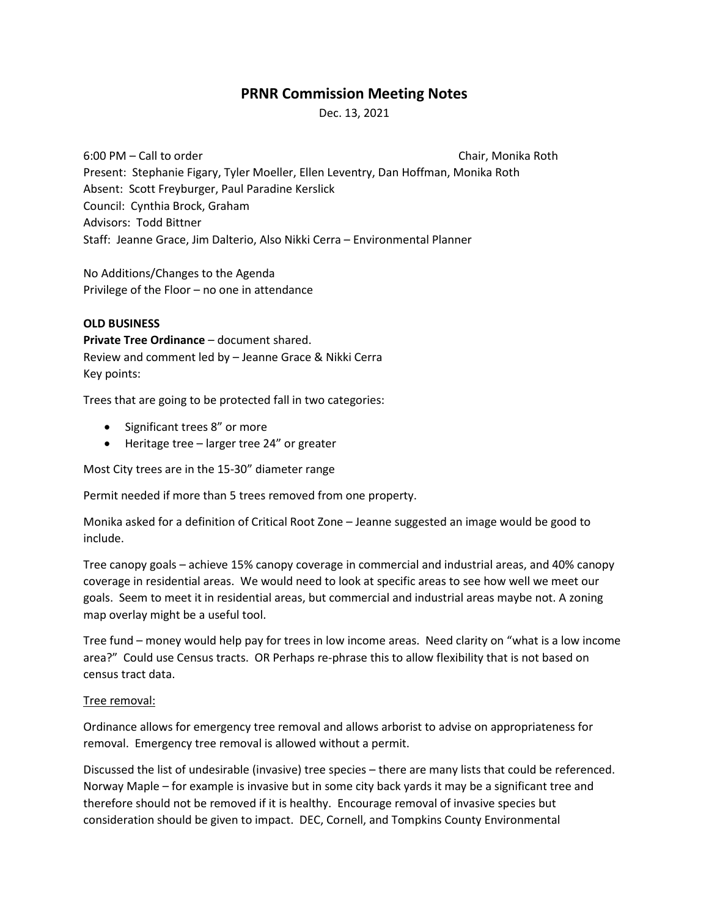# PRNR Commission Meeting Notes

Dec. 13, 2021

6:00 PM – Call to order Chair, Monika Roth

Present: Stephanie Figary, Tyler Moeller, Ellen Leventry, Dan Hoffman, Monika Roth

Absent: Scott Freyburger, Paul Paradine Kerslick

Council: Cynthia Brock, Graham

Advisors: Todd Bittner

Staff: Jeanne Grace, Jim Dalterio, Also Nikki Cerra – Environmental Planner

No Additions/Changes to the Agenda

Privilege of the Floor – no one in attendance

**OLD BUSINESS**

**Private Tree Ordinance** – document shared.

Review and comment led by – Jeanne Grace & Nikki Cerra

Key points:

Trees that are going to be protected fall in two categories:

- Significant trees 8" or more
- Heritage tree – larger tree 24" or greater

Most City trees are in the 15-30" diameter range

Permit needed if more than 5 trees removed from one property.

Monika asked for a definition of Critical Root Zone – Jeanne suggested an image would be good to include.

Tree canopy goals – achieve 15% canopy coverage in commercial and industrial areas, and 40% canopy coverage in residential areas. We would need to look at specific areas to see how well we meet our goals. Seem to meet it in residential areas, but commercial and industrial areas maybe not. A zoning map overlay might be a useful tool.

Tree fund – money would help pay for trees in low income areas. Need clarity on "what is a low income area?" Could use Census tracts. OR Perhaps re-phrase this to allow flexibility that is not based on census tract data.

<u>Tree removal:</u>

Ordinance allows for emergency tree removal and allows arborist to advise on appropriateness for removal. Emergency tree removal is allowed without a permit.

Discussed the list of undesirable (invasive) tree species – there are many lists that could be referenced. Norway Maple – for example is invasive but in some city back yards it may be a significant tree and therefore should not be removed if it is healthy. Encourage removal of invasive species but consideration should be given to impact. DEC, Cornell, and Tompkins County Environmental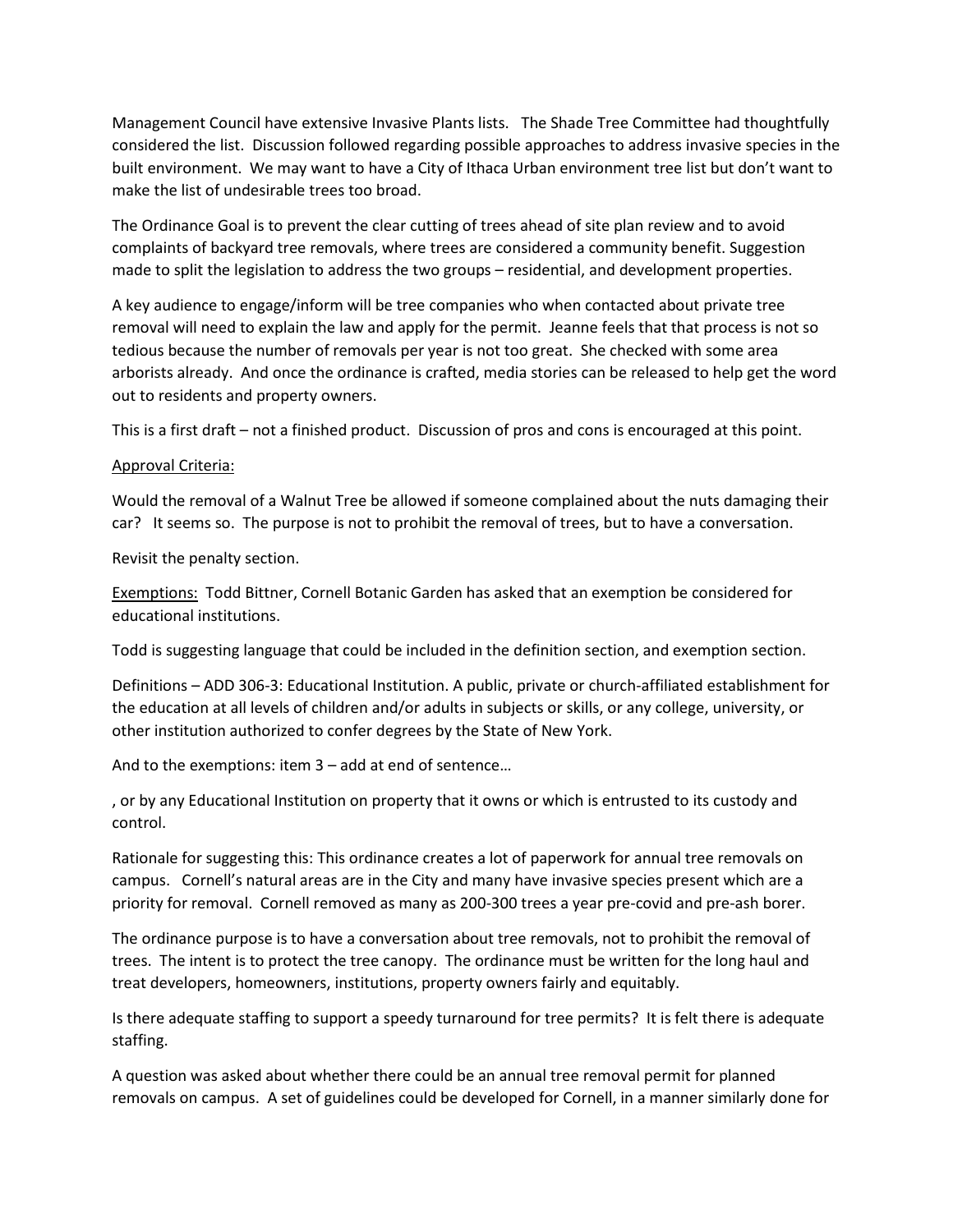Management Council have extensive Invasive Plants lists. The Shade Tree Committee had thoughtfully considered the list. Discussion followed regarding possible approaches to address invasive species in the built environment. We may want to have a City of Ithaca Urban environment tree list but don't want to make the list of undesirable trees too broad.

The Ordinance Goal is to prevent the clear cutting of trees ahead of site plan review and to avoid complaints of backyard tree removals, where trees are considered a community benefit. Suggestion made to split the legislation to address the two groups – residential, and development properties.

A key audience to engage/inform will be tree companies who when contacted about private tree removal will need to explain the law and apply for the permit. Jeanne feels that that process is not so tedious because the number of removals per year is not too great. She checked with some area arborists already. And once the ordinance is crafted, media stories can be released to help get the word out to residents and property owners.

This is a first draft – not a finished product. Discussion of pros and cons is encouraged at this point.

<u>Approval Criteria:</u>

Would the removal of a Walnut Tree be allowed if someone complained about the nuts damaging their car? It seems so. The purpose is not to prohibit the removal of trees, but to have a conversation.

Revisit the penalty section.

<u>Exemptions:</u> Todd Bittner, Cornell Botanic Garden has asked that an exemption be considered for educational institutions.

Todd is suggesting language that could be included in the definition section, and exemption section.

Definitions – ADD 306-3: Educational Institution. A public, private or church-affiliated establishment for the education at all levels of children and/or adults in subjects or skills, or any college, university, or other institution authorized to confer degrees by the State of New York.

And to the exemptions: item 3 – add at end of sentence…

, or by any Educational Institution on property that it owns or which is entrusted to its custody and control.

Rationale for suggesting this: This ordinance creates a lot of paperwork for annual tree removals on campus. Cornell's natural areas are in the City and many have invasive species present which are a priority for removal. Cornell removed as many as 200-300 trees a year pre-covid and pre-ash borer.

The ordinance purpose is to have a conversation about tree removals, not to prohibit the removal of trees. The intent is to protect the tree canopy. The ordinance must be written for the long haul and treat developers, homeowners, institutions, property owners fairly and equitably.

Is there adequate staffing to support a speedy turnaround for tree permits? It is felt there is adequate staffing.

A question was asked about whether there could be an annual tree removal permit for planned removals on campus. A set of guidelines could be developed for Cornell, in a manner similarly done for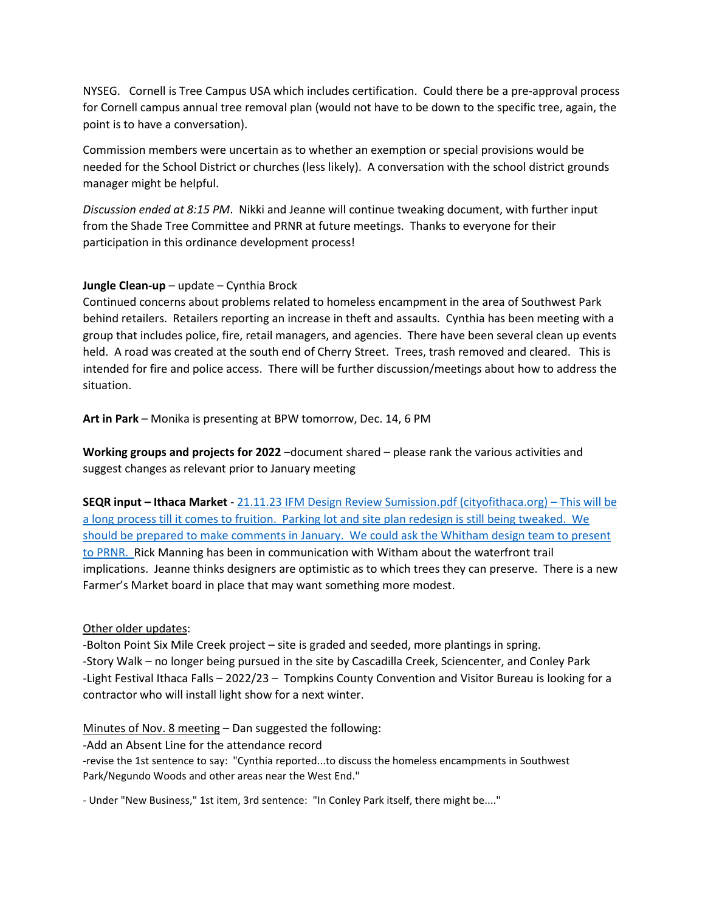NYSEG. Cornell is Tree Campus USA which includes certification. Could there be a pre-approval process for Cornell campus annual tree removal plan (would not have to be down to the specific tree, again, the point is to have a conversation).

Commission members were uncertain as to whether an exemption or special provisions would be needed for the School District or churches (less likely). A conversation with the school district grounds manager might be helpful.

*Discussion ended at 8:15 PM*. Nikki and Jeanne will continue tweaking document, with further input from the Shade Tree Committee and PRNR at future meetings. Thanks to everyone for their participation in this ordinance development process!

**Jungle Clean-up** – update – Cynthia Brock
Continued concerns about problems related to homeless encampment in the area of Southwest Park behind retailers. Retailers reporting an increase in theft and assaults. Cynthia has been meeting with a group that includes police, fire, retail managers, and agencies. There have been several clean up events held. A road was created at the south end of Cherry Street. Trees, trash removed and cleared. This is intended for fire and police access. There will be further discussion/meetings about how to address the situation.

**Art in Park** – Monika is presenting at BPW tomorrow, Dec. 14, 6 PM

**Working groups and projects for 2022** –document shared – please rank the various activities and suggest changes as relevant prior to January meeting

**SEQR input – Ithaca Market** - 21.11.23 IFM Design Review Sumission.pdf (cityofithaca.org) – This will be a long process till it comes to fruition. Parking lot and site plan redesign is still being tweaked. We should be prepared to make comments in January. We could ask the Whitham design team to present to PRNR. Rick Manning has been in communication with Witham about the waterfront trail implications. Jeanne thinks designers are optimistic as to which trees they can preserve. There is a new Farmer's Market board in place that may want something more modest.

Other older updates:
-Bolton Point Six Mile Creek project – site is graded and seeded, more plantings in spring.
-Story Walk – no longer being pursued in the site by Cascadilla Creek, Sciencenter, and Conley Park
-Light Festival Ithaca Falls – 2022/23 – Tompkins County Convention and Visitor Bureau is looking for a contractor who will install light show for a next winter.

Minutes of Nov. 8 meeting – Dan suggested the following:
-Add an Absent Line for the attendance record
-revise the 1st sentence to say: "Cynthia reported...to discuss the homeless encampments in Southwest Park/Negundo Woods and other areas near the West End."

- Under "New Business," 1st item, 3rd sentence: "In Conley Park itself, there might be...."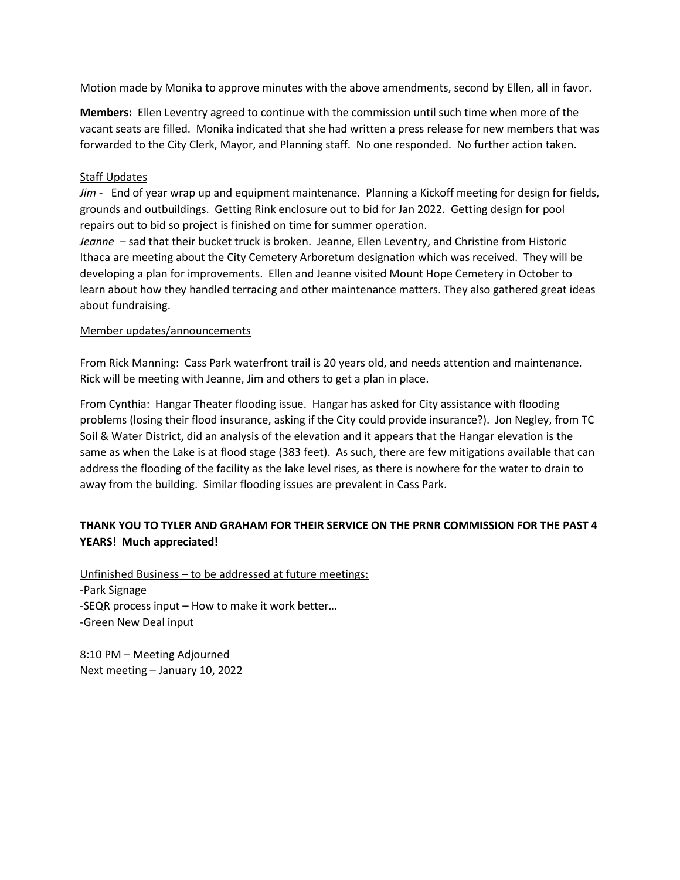Motion made by Monika to approve minutes with the above amendments, second by Ellen, all in favor.

**Members:** Ellen Leventry agreed to continue with the commission until such time when more of the vacant seats are filled. Monika indicated that she had written a press release for new members that was forwarded to the City Clerk, Mayor, and Planning staff. No one responded. No further action taken.

Staff Updates

*Jim* - End of year wrap up and equipment maintenance. Planning a Kickoff meeting for design for fields, grounds and outbuildings. Getting Rink enclosure out to bid for Jan 2022. Getting design for pool repairs out to bid so project is finished on time for summer operation.

*Jeanne* – sad that their bucket truck is broken. Jeanne, Ellen Leventry, and Christine from Historic Ithaca are meeting about the City Cemetery Arboretum designation which was received. They will be developing a plan for improvements. Ellen and Jeanne visited Mount Hope Cemetery in October to learn about how they handled terracing and other maintenance matters. They also gathered great ideas about fundraising.

Member updates/announcements

From Rick Manning: Cass Park waterfront trail is 20 years old, and needs attention and maintenance. Rick will be meeting with Jeanne, Jim and others to get a plan in place.

From Cynthia: Hangar Theater flooding issue. Hangar has asked for City assistance with flooding problems (losing their flood insurance, asking if the City could provide insurance?). Jon Negley, from TC Soil & Water District, did an analysis of the elevation and it appears that the Hangar elevation is the same as when the Lake is at flood stage (383 feet). As such, there are few mitigations available that can address the flooding of the facility as the lake level rises, as there is nowhere for the water to drain to away from the building. Similar flooding issues are prevalent in Cass Park.

**THANK YOU TO TYLER AND GRAHAM FOR THEIR SERVICE ON THE PRNR COMMISSION FOR THE PAST 4 YEARS! Much appreciated!**

Unfinished Business – to be addressed at future meetings:
-Park Signage
-SEQR process input – How to make it work better…
-Green New Deal input

8:10 PM – Meeting Adjourned
Next meeting – January 10, 2022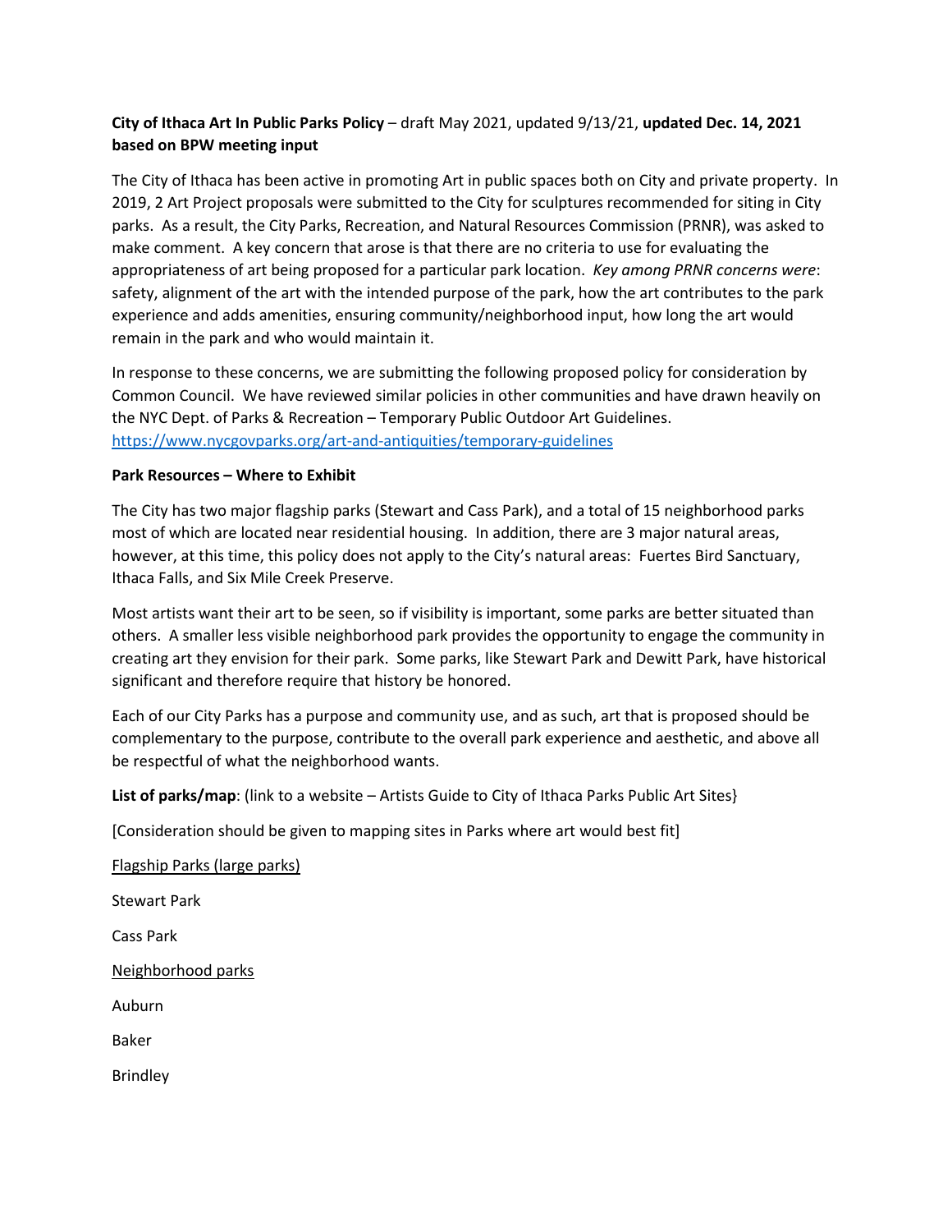**City of Ithaca Art In Public Parks Policy** – draft May 2021, updated 9/13/21, **updated Dec. 14, 2021 based on BPW meeting input**

The City of Ithaca has been active in promoting Art in public spaces both on City and private property. In 2019, 2 Art Project proposals were submitted to the City for sculptures recommended for siting in City parks. As a result, the City Parks, Recreation, and Natural Resources Commission (PRNR), was asked to make comment. A key concern that arose is that there are no criteria to use for evaluating the appropriateness of art being proposed for a particular park location. *Key among PRNR concerns were*: safety, alignment of the art with the intended purpose of the park, how the art contributes to the park experience and adds amenities, ensuring community/neighborhood input, how long the art would remain in the park and who would maintain it.

In response to these concerns, we are submitting the following proposed policy for consideration by Common Council. We have reviewed similar policies in other communities and have drawn heavily on the NYC Dept. of Parks & Recreation – Temporary Public Outdoor Art Guidelines. https://www.nycgovparks.org/art-and-antiquities/temporary-guidelines

**Park Resources – Where to Exhibit**

The City has two major flagship parks (Stewart and Cass Park), and a total of 15 neighborhood parks most of which are located near residential housing. In addition, there are 3 major natural areas, however, at this time, this policy does not apply to the City's natural areas: Fuertes Bird Sanctuary, Ithaca Falls, and Six Mile Creek Preserve.

Most artists want their art to be seen, so if visibility is important, some parks are better situated than others. A smaller less visible neighborhood park provides the opportunity to engage the community in creating art they envision for their park. Some parks, like Stewart Park and Dewitt Park, have historical significant and therefore require that history be honored.

Each of our City Parks has a purpose and community use, and as such, art that is proposed should be complementary to the purpose, contribute to the overall park experience and aesthetic, and above all be respectful of what the neighborhood wants.

**List of parks/map**: (link to a website – Artists Guide to City of Ithaca Parks Public Art Sites}

[Consideration should be given to mapping sites in Parks where art would best fit]

<u>Flagship Parks (large parks)</u>

Stewart Park

Cass Park

<u>Neighborhood parks</u>

Auburn

Baker

Brindley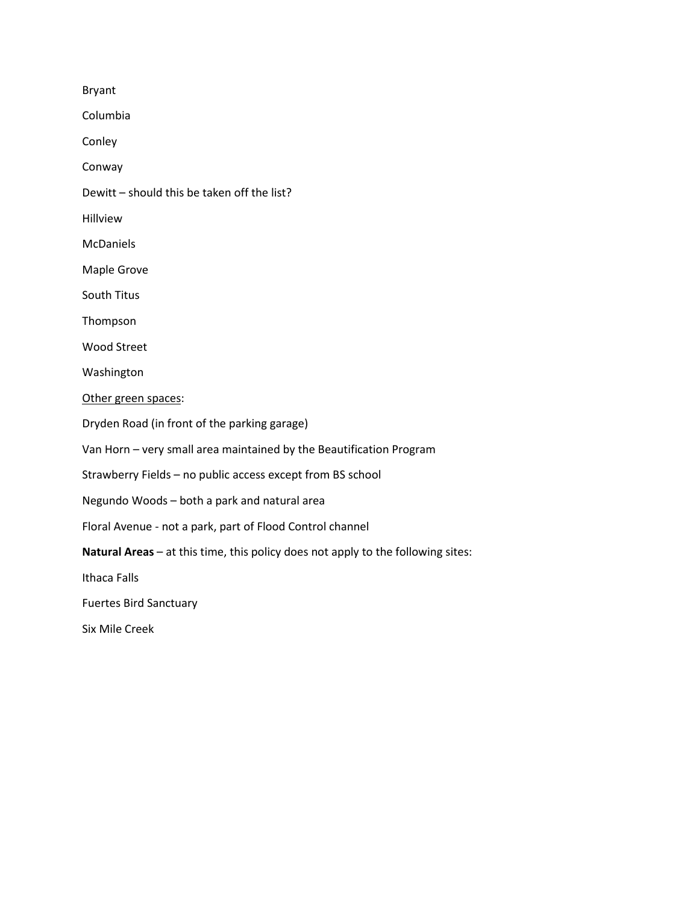Bryant

Columbia

Conley

Conway

Dewitt – should this be taken off the list?

Hillview

McDaniels

Maple Grove

South Titus

Thompson

Wood Street

Washington

<u>Other green spaces</u>:

Dryden Road (in front of the parking garage)

Van Horn – very small area maintained by the Beautification Program

Strawberry Fields – no public access except from BS school

Negundo Woods – both a park and natural area

Floral Avenue - not a park, part of Flood Control channel

**Natural Areas** – at this time, this policy does not apply to the following sites:

Ithaca Falls

Fuertes Bird Sanctuary

Six Mile Creek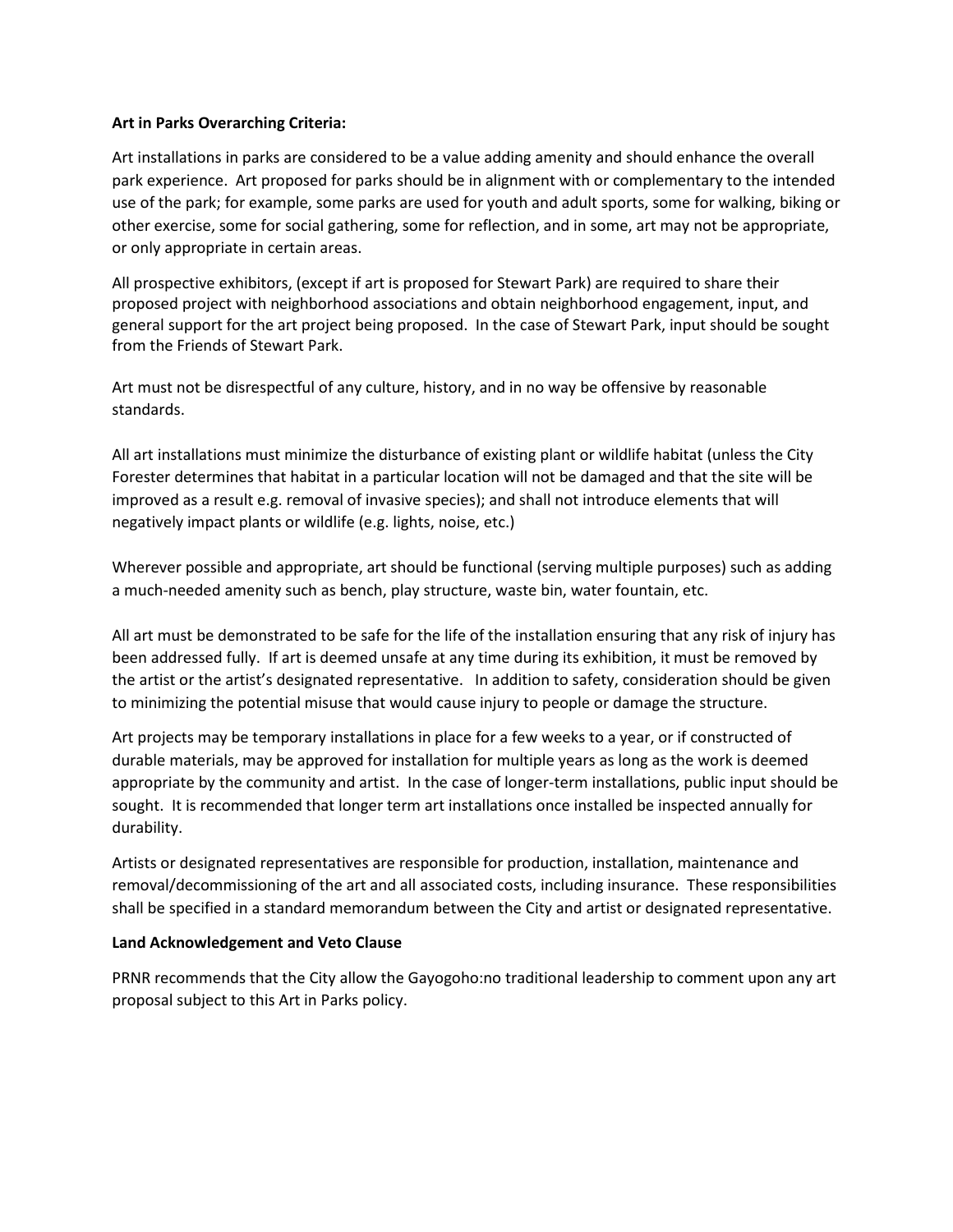**Art in Parks Overarching Criteria:**

Art installations in parks are considered to be a value adding amenity and should enhance the overall park experience. Art proposed for parks should be in alignment with or complementary to the intended use of the park; for example, some parks are used for youth and adult sports, some for walking, biking or other exercise, some for social gathering, some for reflection, and in some, art may not be appropriate, or only appropriate in certain areas.

All prospective exhibitors, (except if art is proposed for Stewart Park) are required to share their proposed project with neighborhood associations and obtain neighborhood engagement, input, and general support for the art project being proposed. In the case of Stewart Park, input should be sought from the Friends of Stewart Park.

Art must not be disrespectful of any culture, history, and in no way be offensive by reasonable standards.

All art installations must minimize the disturbance of existing plant or wildlife habitat (unless the City Forester determines that habitat in a particular location will not be damaged and that the site will be improved as a result e.g. removal of invasive species); and shall not introduce elements that will negatively impact plants or wildlife (e.g. lights, noise, etc.)

Wherever possible and appropriate, art should be functional (serving multiple purposes) such as adding a much-needed amenity such as bench, play structure, waste bin, water fountain, etc.

All art must be demonstrated to be safe for the life of the installation ensuring that any risk of injury has been addressed fully. If art is deemed unsafe at any time during its exhibition, it must be removed by the artist or the artist's designated representative. In addition to safety, consideration should be given to minimizing the potential misuse that would cause injury to people or damage the structure.

Art projects may be temporary installations in place for a few weeks to a year, or if constructed of durable materials, may be approved for installation for multiple years as long as the work is deemed appropriate by the community and artist. In the case of longer-term installations, public input should be sought. It is recommended that longer term art installations once installed be inspected annually for durability.

Artists or designated representatives are responsible for production, installation, maintenance and removal/decommissioning of the art and all associated costs, including insurance. These responsibilities shall be specified in a standard memorandum between the City and artist or designated representative.

**Land Acknowledgement and Veto Clause**

PRNR recommends that the City allow the Gayogoho:no traditional leadership to comment upon any art proposal subject to this Art in Parks policy.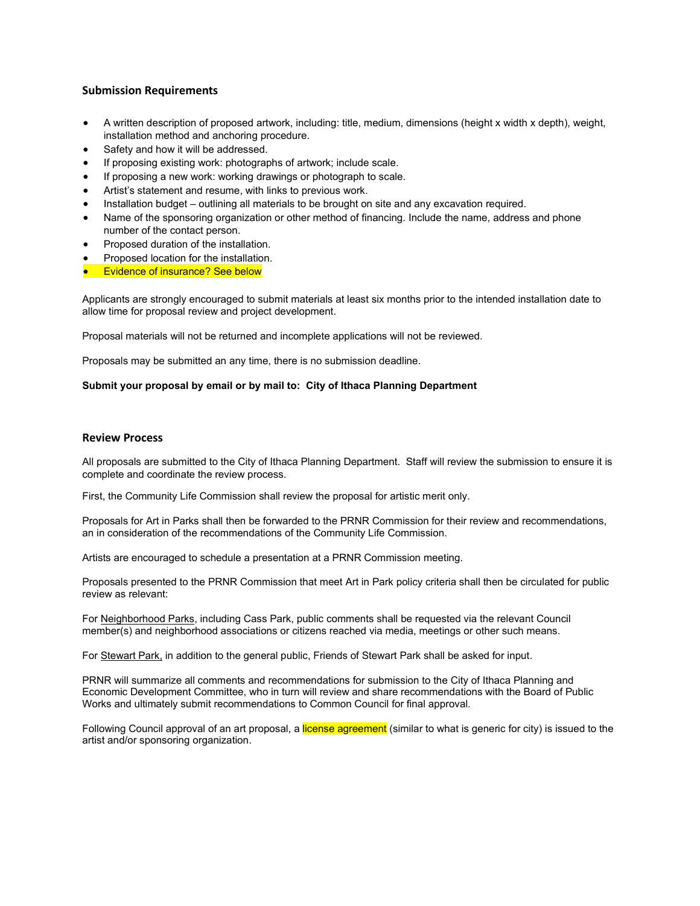### Submission Requirements

- A written description of proposed artwork, including: title, medium, dimensions (height x width x depth), weight, installation method and anchoring procedure.
- Safety and how it will be addressed.
- If proposing existing work: photographs of artwork; include scale.
- If proposing a new work: working drawings or photograph to scale.
- Artist's statement and resume, with links to previous work.
- Installation budget – outlining all materials to be brought on site and any excavation required.
- Name of the sponsoring organization or other method of financing. Include the name, address and phone number of the contact person.
- Proposed duration of the installation.
- Proposed location for the installation.
- Evidence of insurance? See below

Applicants are strongly encouraged to submit materials at least six months prior to the intended installation date to allow time for proposal review and project development.

Proposal materials will not be returned and incomplete applications will not be reviewed.

Proposals may be submitted an any time, there is no submission deadline.

**Submit your proposal by email or by mail to: City of Ithaca Planning Department**

### Review Process

All proposals are submitted to the City of Ithaca Planning Department. Staff will review the submission to ensure it is complete and coordinate the review process.

First, the Community Life Commission shall review the proposal for artistic merit only.

Proposals for Art in Parks shall then be forwarded to the PRNR Commission for their review and recommendations, an in consideration of the recommendations of the Community Life Commission.

Artists are encouraged to schedule a presentation at a PRNR Commission meeting.

Proposals presented to the PRNR Commission that meet Art in Park policy criteria shall then be circulated for public review as relevant:

For Neighborhood Parks, including Cass Park, public comments shall be requested via the relevant Council member(s) and neighborhood associations or citizens reached via media, meetings or other such means.

For Stewart Park, in addition to the general public, Friends of Stewart Park shall be asked for input.

PRNR will summarize all comments and recommendations for submission to the City of Ithaca Planning and Economic Development Committee, who in turn will review and share recommendations with the Board of Public Works and ultimately submit recommendations to Common Council for final approval.

Following Council approval of an art proposal, a license agreement (similar to what is generic for city) is issued to the artist and/or sponsoring organization.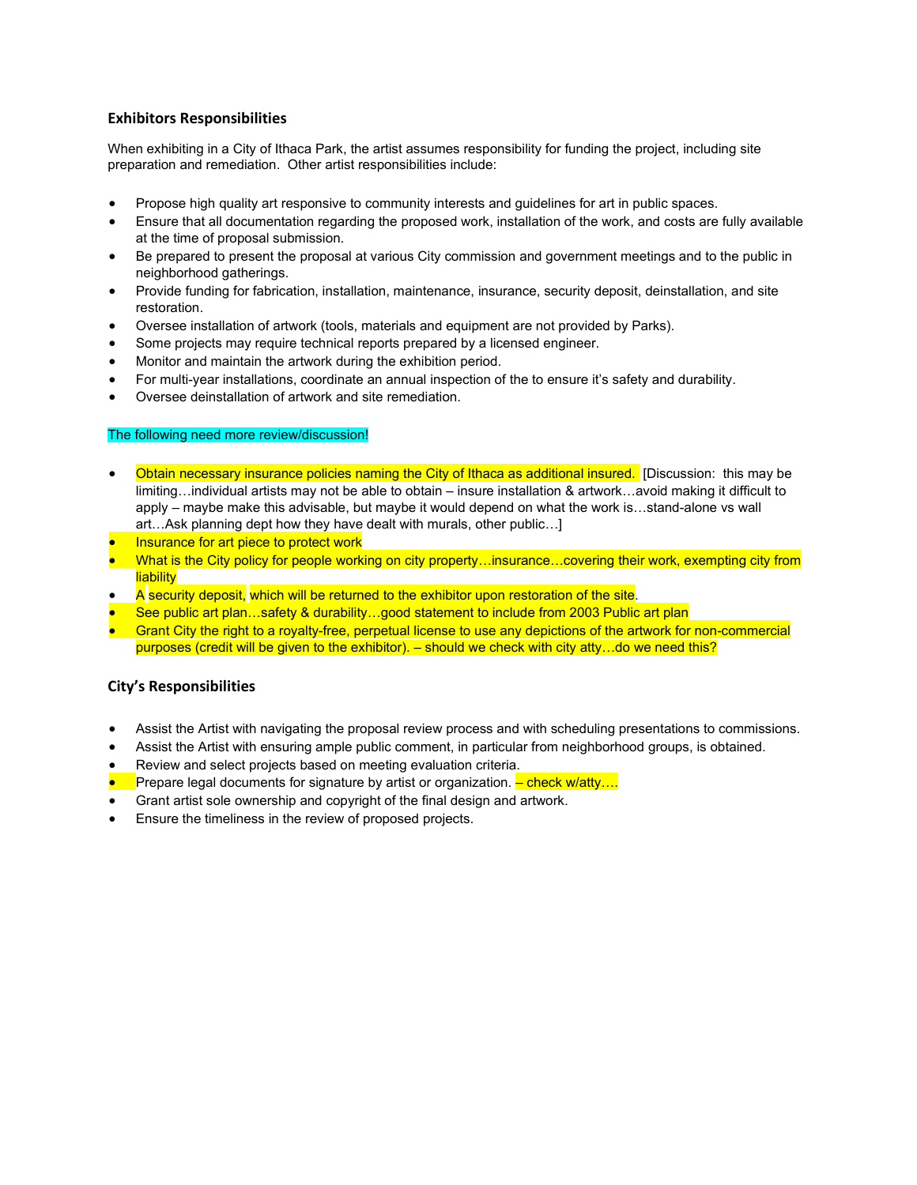### Exhibitors Responsibilities

When exhibiting in a City of Ithaca Park, the artist assumes responsibility for funding the project, including site preparation and remediation. Other artist responsibilities include:

- Propose high quality art responsive to community interests and guidelines for art in public spaces.
- Ensure that all documentation regarding the proposed work, installation of the work, and costs are fully available at the time of proposal submission.
- Be prepared to present the proposal at various City commission and government meetings and to the public in neighborhood gatherings.
- Provide funding for fabrication, installation, maintenance, insurance, security deposit, deinstallation, and site restoration.
- Oversee installation of artwork (tools, materials and equipment are not provided by Parks).
- Some projects may require technical reports prepared by a licensed engineer.
- Monitor and maintain the artwork during the exhibition period.
- For multi-year installations, coordinate an annual inspection of the to ensure it's safety and durability.
- Oversee deinstallation of artwork and site remediation.

The following need more review/discussion!

- Obtain necessary insurance policies naming the City of Ithaca as additional insured. [Discussion: this may be limiting…individual artists may not be able to obtain – insure installation & artwork…avoid making it difficult to apply – maybe make this advisable, but maybe it would depend on what the work is…stand-alone vs wall art…Ask planning dept how they have dealt with murals, other public…]
- Insurance for art piece to protect work
- What is the City policy for people working on city property…insurance…covering their work, exempting city from liability
- A security deposit, which will be returned to the exhibitor upon restoration of the site.
- See public art plan…safety & durability…good statement to include from 2003 Public art plan
- Grant City the right to a royalty-free, perpetual license to use any depictions of the artwork for non-commercial purposes (credit will be given to the exhibitor). – should we check with city atty…do we need this?

### City's Responsibilities

- Assist the Artist with navigating the proposal review process and with scheduling presentations to commissions.
- Assist the Artist with ensuring ample public comment, in particular from neighborhood groups, is obtained.
- Review and select projects based on meeting evaluation criteria.
- Prepare legal documents for signature by artist or organization. – check w/atty….
- Grant artist sole ownership and copyright of the final design and artwork.
- Ensure the timeliness in the review of proposed projects.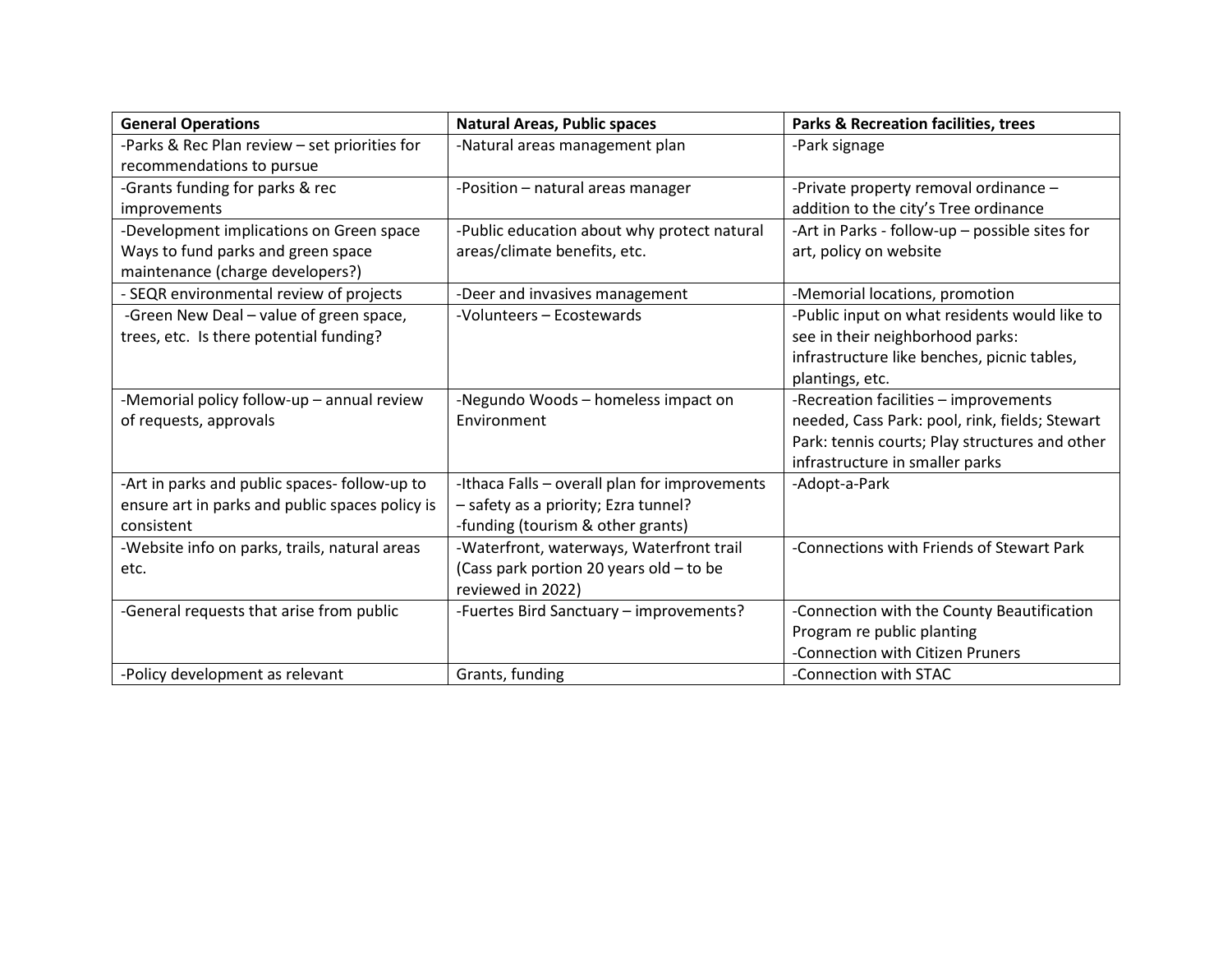| General Operations | Natural Areas, Public spaces | Parks & Recreation facilities, trees |
|---|---|---|
| -Parks & Rec Plan review – set priorities for recommendations to pursue | -Natural areas management plan | -Park signage |
| -Grants funding for parks & rec improvements | -Position – natural areas manager | -Private property removal ordinance – addition to the city's Tree ordinance |
| -Development implications on Green space Ways to fund parks and green space maintenance (charge developers?) | -Public education about why protect natural areas/climate benefits, etc. | -Art in Parks - follow-up – possible sites for art, policy on website |
| - SEQR environmental review of projects | -Deer and invasives management | -Memorial locations, promotion |
| -Green New Deal – value of green space, trees, etc. Is there potential funding? | -Volunteers – Ecostewards | -Public input on what residents would like to see in their neighborhood parks: infrastructure like benches, picnic tables, plantings, etc. |
| -Memorial policy follow-up – annual review of requests, approvals | -Negundo Woods – homeless impact on Environment | -Recreation facilities – improvements needed, Cass Park: pool, rink, fields; Stewart Park: tennis courts; Play structures and other infrastructure in smaller parks |
| -Art in parks and public spaces- follow-up to ensure art in parks and public spaces policy is consistent | -Ithaca Falls – overall plan for improvements – safety as a priority; Ezra tunnel?<br>-funding (tourism & other grants) | -Adopt-a-Park |
| -Website info on parks, trails, natural areas etc. | -Waterfront, waterways, Waterfront trail (Cass park portion 20 years old – to be reviewed in 2022) | -Connections with Friends of Stewart Park |
| -General requests that arise from public | -Fuertes Bird Sanctuary – improvements? | -Connection with the County Beautification Program re public planting<br>-Connection with Citizen Pruners |
| -Policy development as relevant | Grants, funding | -Connection with STAC |